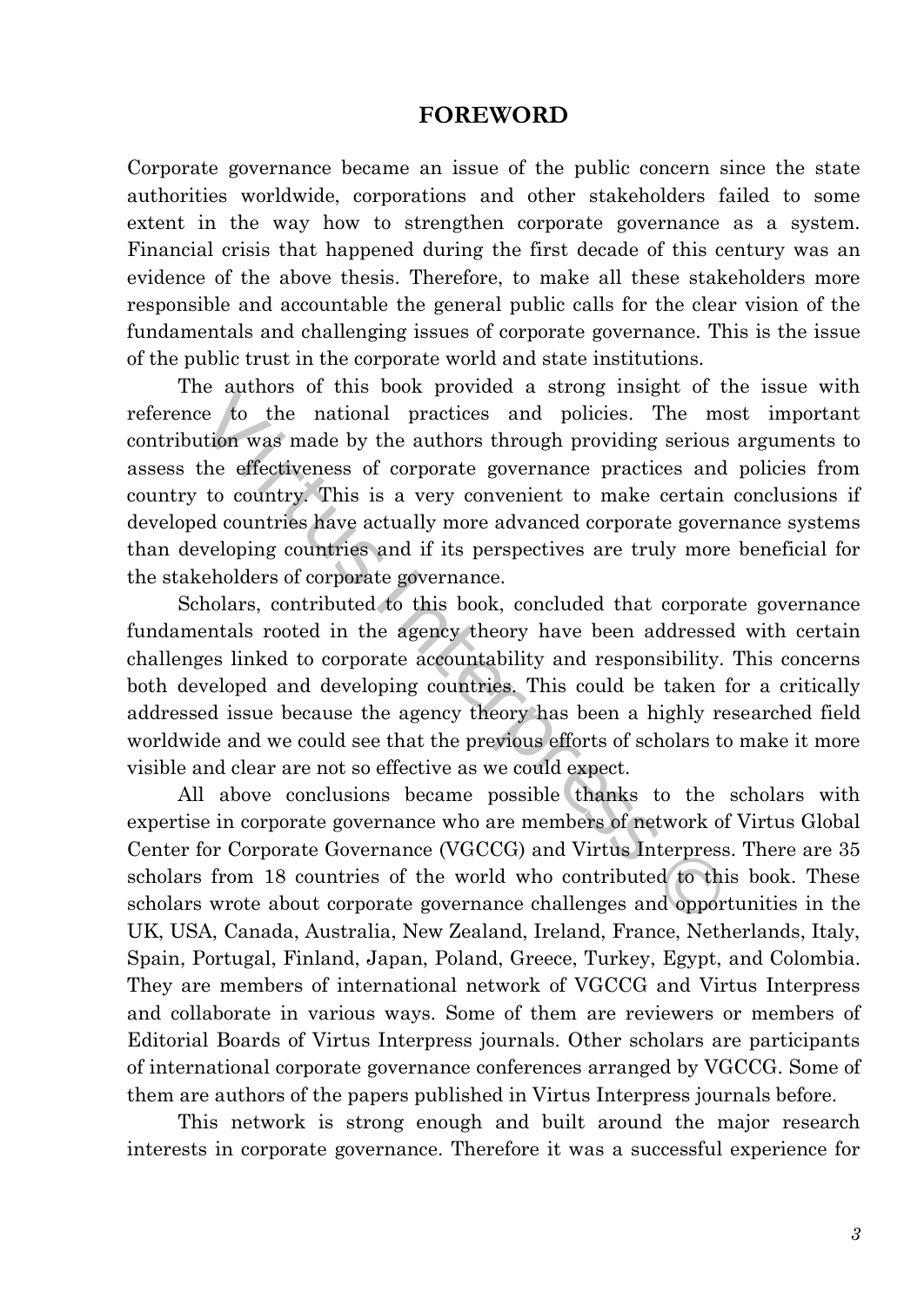# FOREWORD

Corporate governance became an issue of the public concern since the state authorities worldwide, corporations and other stakeholders failed to some extent in the way how to strengthen corporate governance as a system. Financial crisis that happened during the first decade of this century was an evidence of the above thesis. Therefore, to make all these stakeholders more responsible and accountable the general public calls for the clear vision of the fundamentals and challenging issues of corporate governance. This is the issue of the public trust in the corporate world and state institutions.

The authors of this book provided a strong insight of the issue with reference to the national practices and policies. The most important contribution was made by the authors through providing serious arguments to assess the effectiveness of corporate governance practices and policies from country to country. This is a very convenient to make certain conclusions if developed countries have actually more advanced corporate governance systems than developing countries and if its perspectives are truly more beneficial for the stakeholders of corporate governance.

Scholars, contributed to this book, concluded that corporate governance fundamentals rooted in the agency theory have been addressed with certain challenges linked to corporate accountability and responsibility. This concerns both developed and developing countries. This could be taken for a critically addressed issue because the agency theory has been a highly researched field worldwide and we could see that the previous efforts of scholars to make it more visible and clear are not so effective as we could expect.

All above conclusions became possible thanks to the scholars with expertise in corporate governance who are members of network of Virtus Global Center for Corporate Governance (VGCCG) and Virtus Interpress. There are 35 scholars from 18 countries of the world who contributed to this book. These scholars wrote about corporate governance challenges and opportunities in the UK, USA, Canada, Australia, New Zealand, Ireland, France, Netherlands, Italy, Spain, Portugal, Finland, Japan, Poland, Greece, Turkey, Egypt, and Colombia. They are members of international network of VGCCG and Virtus Interpress and collaborate in various ways. Some of them are reviewers or members of Editorial Boards of Virtus Interpress journals. Other scholars are participants of international corporate governance conferences arranged by VGCCG. Some of them are authors of the papers published in Virtus Interpress journals before.

This network is strong enough and built around the major research interests in corporate governance. Therefore it was a successful experience for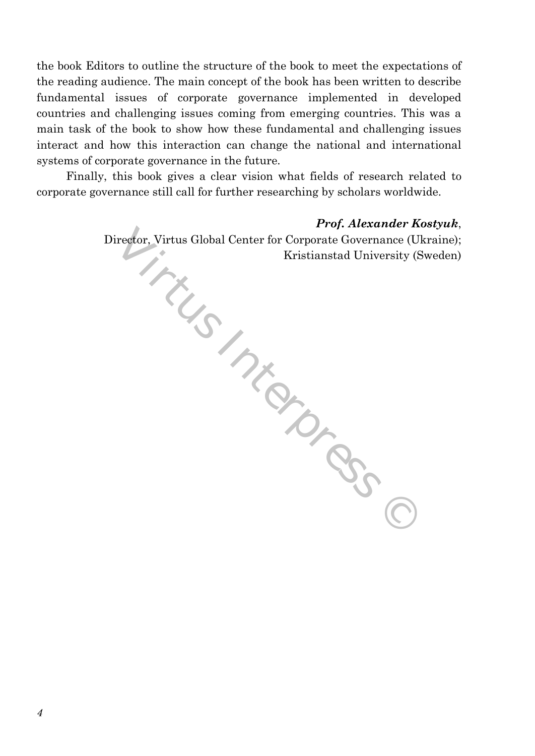the book Editors to outline the structure of the book to meet the expectations of the reading audience. The main concept of the book has been written to describe fundamental issues of corporate governance implemented in developed countries and challenging issues coming from emerging countries. This was a main task of the book to show how these fundamental and challenging issues interact and how this interaction can change the national and international systems of corporate governance in the future.

Finally, this book gives a clear vision what fields of research related to corporate governance still call for further researching by scholars worldwide.

***Prof. Alexander Kostyuk***,
Director, Virtus Global Center for Corporate Governance (Ukraine);
Kristianstad University (Sweden)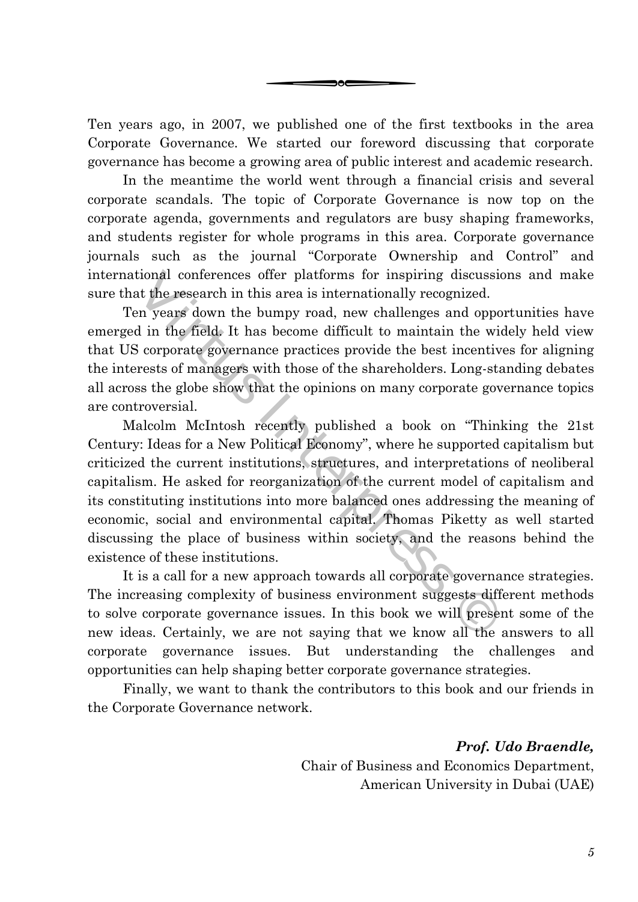Ten years ago, in 2007, we published one of the first textbooks in the area Corporate Governance. We started our foreword discussing that corporate governance has become a growing area of public interest and academic research.

In the meantime the world went through a financial crisis and several corporate scandals. The topic of Corporate Governance is now top on the corporate agenda, governments and regulators are busy shaping frameworks, and students register for whole programs in this area. Corporate governance journals such as the journal "Corporate Ownership and Control" and international conferences offer platforms for inspiring discussions and make sure that the research in this area is internationally recognized.

Ten years down the bumpy road, new challenges and opportunities have emerged in the field. It has become difficult to maintain the widely held view that US corporate governance practices provide the best incentives for aligning the interests of managers with those of the shareholders. Long-standing debates all across the globe show that the opinions on many corporate governance topics are controversial.

Malcolm McIntosh recently published a book on "Thinking the 21st Century: Ideas for a New Political Economy", where he supported capitalism but criticized the current institutions, structures, and interpretations of neoliberal capitalism. He asked for reorganization of the current model of capitalism and its constituting institutions into more balanced ones addressing the meaning of economic, social and environmental capital. Thomas Piketty as well started discussing the place of business within society, and the reasons behind the existence of these institutions.

It is a call for a new approach towards all corporate governance strategies. The increasing complexity of business environment suggests different methods to solve corporate governance issues. In this book we will present some of the new ideas. Certainly, we are not saying that we know all the answers to all corporate governance issues. But understanding the challenges and opportunities can help shaping better corporate governance strategies.

Finally, we want to thank the contributors to this book and our friends in the Corporate Governance network.

***Prof. Udo Braendle,***
Chair of Business and Economics Department,
American University in Dubai (UAE)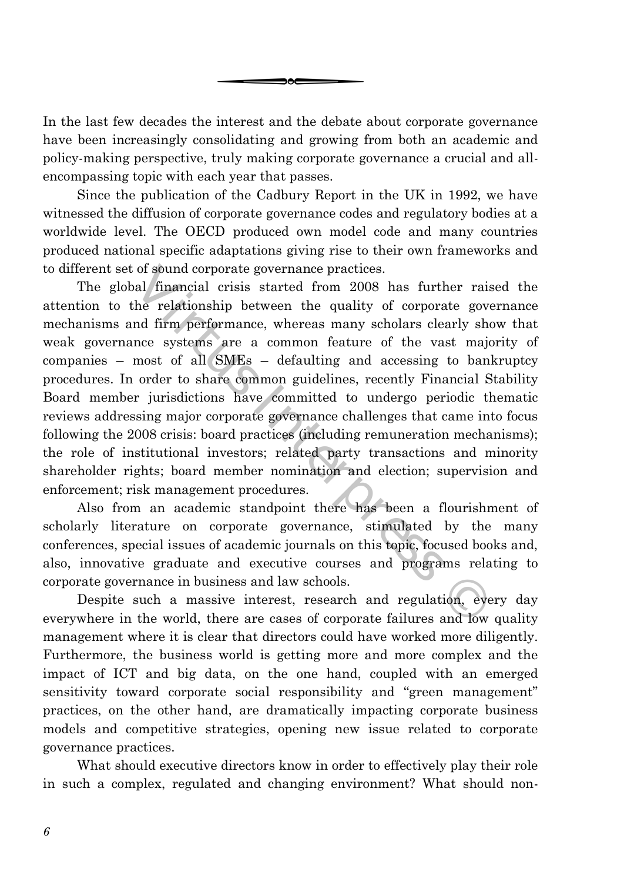In the last few decades the interest and the debate about corporate governance have been increasingly consolidating and growing from both an academic and policy-making perspective, truly making corporate governance a crucial and all-encompassing topic with each year that passes.

Since the publication of the Cadbury Report in the UK in 1992, we have witnessed the diffusion of corporate governance codes and regulatory bodies at a worldwide level. The OECD produced own model code and many countries produced national specific adaptations giving rise to their own frameworks and to different set of sound corporate governance practices.

The global financial crisis started from 2008 has further raised the attention to the relationship between the quality of corporate governance mechanisms and firm performance, whereas many scholars clearly show that weak governance systems are a common feature of the vast majority of companies – most of all SMEs – defaulting and accessing to bankruptcy procedures. In order to share common guidelines, recently Financial Stability Board member jurisdictions have committed to undergo periodic thematic reviews addressing major corporate governance challenges that came into focus following the 2008 crisis: board practices (including remuneration mechanisms); the role of institutional investors; related party transactions and minority shareholder rights; board member nomination and election; supervision and enforcement; risk management procedures.

Also from an academic standpoint there has been a flourishment of scholarly literature on corporate governance, stimulated by the many conferences, special issues of academic journals on this topic, focused books and, also, innovative graduate and executive courses and programs relating to corporate governance in business and law schools.

Despite such a massive interest, research and regulation, every day everywhere in the world, there are cases of corporate failures and low quality management where it is clear that directors could have worked more diligently. Furthermore, the business world is getting more and more complex and the impact of ICT and big data, on the one hand, coupled with an emerged sensitivity toward corporate social responsibility and "green management" practices, on the other hand, are dramatically impacting corporate business models and competitive strategies, opening new issue related to corporate governance practices.

What should executive directors know in order to effectively play their role in such a complex, regulated and changing environment? What should non-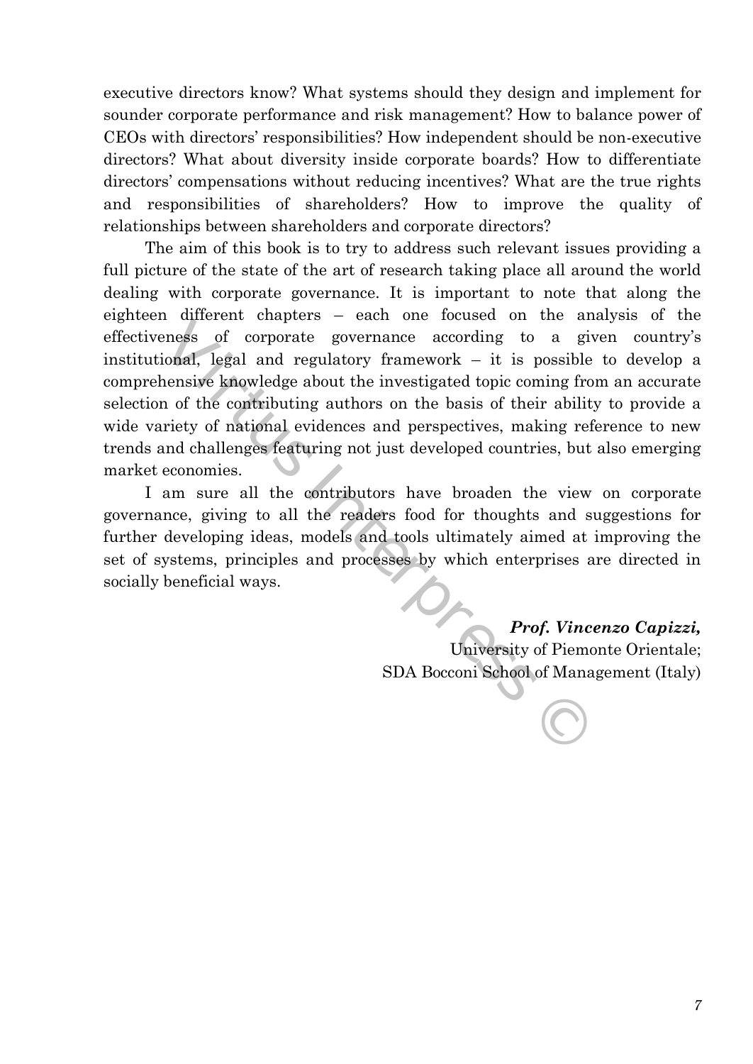executive directors know? What systems should they design and implement for sounder corporate performance and risk management? How to balance power of CEOs with directors' responsibilities? How independent should be non-executive directors? What about diversity inside corporate boards? How to differentiate directors' compensations without reducing incentives? What are the true rights and responsibilities of shareholders? How to improve the quality of relationships between shareholders and corporate directors?

The aim of this book is to try to address such relevant issues providing a full picture of the state of the art of research taking place all around the world dealing with corporate governance. It is important to note that along the eighteen different chapters – each one focused on the analysis of the effectiveness of corporate governance according to a given country's institutional, legal and regulatory framework – it is possible to develop a comprehensive knowledge about the investigated topic coming from an accurate selection of the contributing authors on the basis of their ability to provide a wide variety of national evidences and perspectives, making reference to new trends and challenges featuring not just developed countries, but also emerging market economies.

I am sure all the contributors have broaden the view on corporate governance, giving to all the readers food for thoughts and suggestions for further developing ideas, models and tools ultimately aimed at improving the set of systems, principles and processes by which enterprises are directed in socially beneficial ways.

***Prof. Vincenzo Capizzi,***
University of Piemonte Orientale;
SDA Bocconi School of Management (Italy)